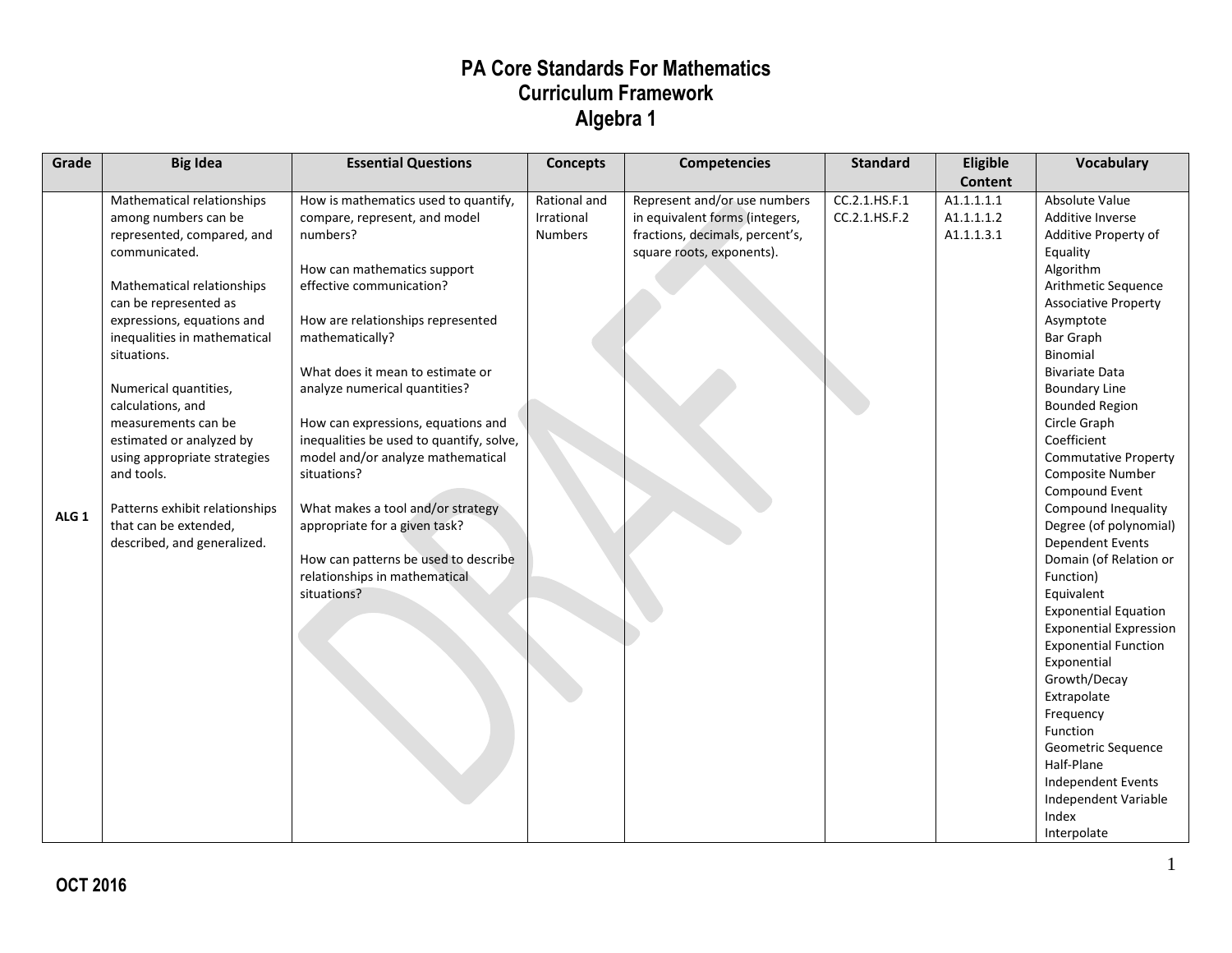# PA Core Standards For Mathematics
## Curriculum Framework
## Algebra 1

| Grade | Big Idea | Essential Questions | Concepts | Competencies | Standard | Eligible Content | Vocabulary |
|---|---|---|---|---|---|---|---|
| ALG 1 | Mathematical relationships among numbers can be represented, compared, and communicated.<br><br>Mathematical relationships can be represented as expressions, equations and inequalities in mathematical situations.<br><br>Numerical quantities, calculations, and measurements can be estimated or analyzed by using appropriate strategies and tools.<br><br>Patterns exhibit relationships that can be extended, described, and generalized. | How is mathematics used to quantify, compare, represent, and model numbers?<br><br>How can mathematics support effective communication?<br><br>How are relationships represented mathematically?<br><br>What does it mean to estimate or analyze numerical quantities?<br><br>How can expressions, equations and inequalities be used to quantify, solve, model and/or analyze mathematical situations?<br><br>What makes a tool and/or strategy appropriate for a given task?<br><br>How can patterns be used to describe relationships in mathematical situations? | Rational and Irrational Numbers | Represent and/or use numbers in equivalent forms (integers, fractions, decimals, percent's, square roots, exponents). | CC.2.1.HS.F.1<br>CC.2.1.HS.F.2 | A1.1.1.1.1<br>A1.1.1.1.2<br>A1.1.1.3.1 | Absolute Value<br>Additive Inverse<br>Additive Property of Equality<br>Algorithm<br>Arithmetic Sequence<br>Associative Property<br>Asymptote<br>Bar Graph<br>Binomial<br>Bivariate Data<br>Boundary Line<br>Bounded Region<br>Circle Graph<br>Coefficient<br>Commutative Property<br>Composite Number<br>Compound Event<br>Compound Inequality<br>Degree (of polynomial)<br>Dependent Events<br>Domain (of Relation or Function)<br>Equivalent<br>Exponential Equation<br>Exponential Expression<br>Exponential Function<br>Exponential Growth/Decay<br>Extrapolate<br>Frequency<br>Function<br>Geometric Sequence<br>Half-Plane<br>Independent Events<br>Independent Variable<br>Index<br>Interpolate |

OCT 2016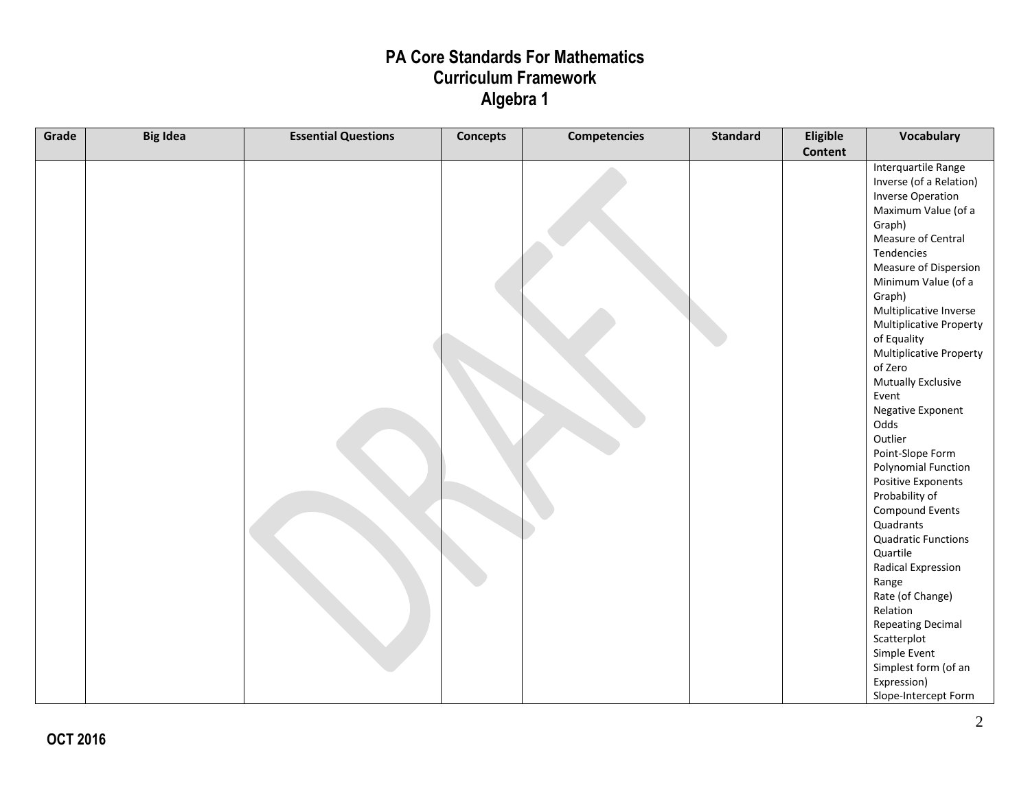# PA Core Standards For Mathematics
## Curriculum Framework
## Algebra 1

| Grade | Big Idea | Essential Questions | Concepts | Competencies | Standard | Eligible Content | Vocabulary |
|---|---|---|---|---|---|---|---|
| | | | | | | | Interquartile Range<br>Inverse (of a Relation)<br>Inverse Operation<br>Maximum Value (of a Graph)<br>Measure of Central Tendencies<br>Measure of Dispersion<br>Minimum Value (of a Graph)<br>Multiplicative Inverse<br>Multiplicative Property of Equality<br>Multiplicative Property of Zero<br>Mutually Exclusive Event<br>Negative Exponent<br>Odds<br>Outlier<br>Point-Slope Form<br>Polynomial Function<br>Positive Exponents<br>Probability of Compound Events<br>Quadrants<br>Quadratic Functions<br>Quartile<br>Radical Expression<br>Range<br>Rate (of Change)<br>Relation<br>Repeating Decimal<br>Scatterplot<br>Simple Event<br>Simplest form (of an Expression)<br>Slope-Intercept Form |

OCT 2016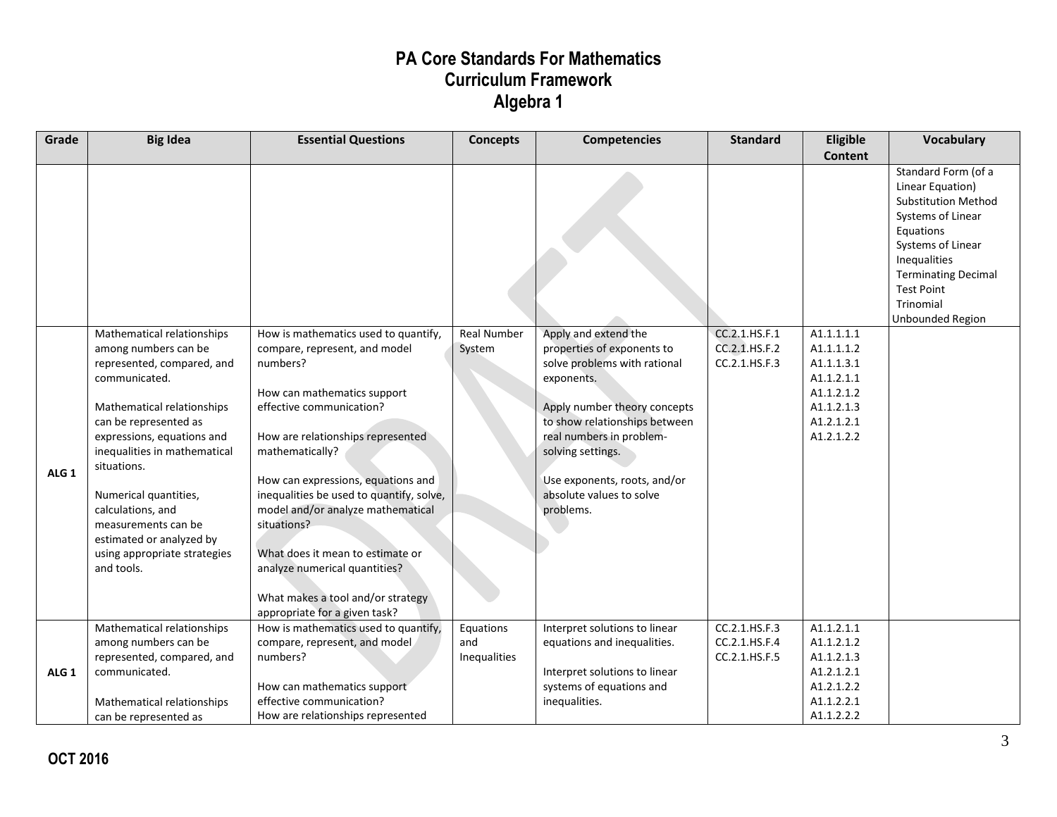# PA Core Standards For Mathematics
## Curriculum Framework
## Algebra 1

| Grade | Big Idea | Essential Questions | Concepts | Competencies | Standard | Eligible Content | Vocabulary |
|---|---|---|---|---|---|---|---|
| | | | | | | | Standard Form (of a Linear Equation)<br>Substitution Method<br>Systems of Linear Equations<br>Systems of Linear Inequalities<br>Terminating Decimal<br>Test Point<br>Trinomial<br>Unbounded Region |
| ALG 1 | Mathematical relationships among numbers can be represented, compared, and communicated.<br><br>Mathematical relationships can be represented as expressions, equations and inequalities in mathematical situations.<br><br>Numerical quantities, calculations, and measurements can be estimated or analyzed by using appropriate strategies and tools. | How is mathematics used to quantify, compare, represent, and model numbers?<br><br>How can mathematics support effective communication?<br><br>How are relationships represented mathematically?<br><br>How can expressions, equations and inequalities be used to quantify, solve, model and/or analyze mathematical situations?<br><br>What does it mean to estimate or analyze numerical quantities?<br><br>What makes a tool and/or strategy appropriate for a given task? | Real Number System | Apply and extend the properties of exponents to solve problems with rational exponents.<br><br>Apply number theory concepts to show relationships between real numbers in problem-solving settings.<br><br>Use exponents, roots, and/or absolute values to solve problems. | CC.2.1.HS.F.1<br>CC.2.1.HS.F.2<br>CC.2.1.HS.F.3 | A1.1.1.1.1<br>A1.1.1.1.2<br>A1.1.1.3.1<br>A1.1.2.1.1<br>A1.1.2.1.2<br>A1.1.2.1.3<br>A1.2.1.2.1<br>A1.2.1.2.2 | |
| ALG 1 | Mathematical relationships among numbers can be represented, compared, and communicated.<br><br>Mathematical relationships can be represented as | How is mathematics used to quantify, compare, represent, and model numbers?<br><br>How can mathematics support effective communication?<br>How are relationships represented | Equations and Inequalities | Interpret solutions to linear equations and inequalities.<br><br>Interpret solutions to linear systems of equations and inequalities. | CC.2.1.HS.F.3<br>CC.2.1.HS.F.4<br>CC.2.1.HS.F.5 | A1.1.2.1.1<br>A1.1.2.1.2<br>A1.1.2.1.3<br>A1.2.1.2.1<br>A1.2.1.2.2<br>A1.1.2.2.1<br>A1.1.2.2.2 | |

OCT 2016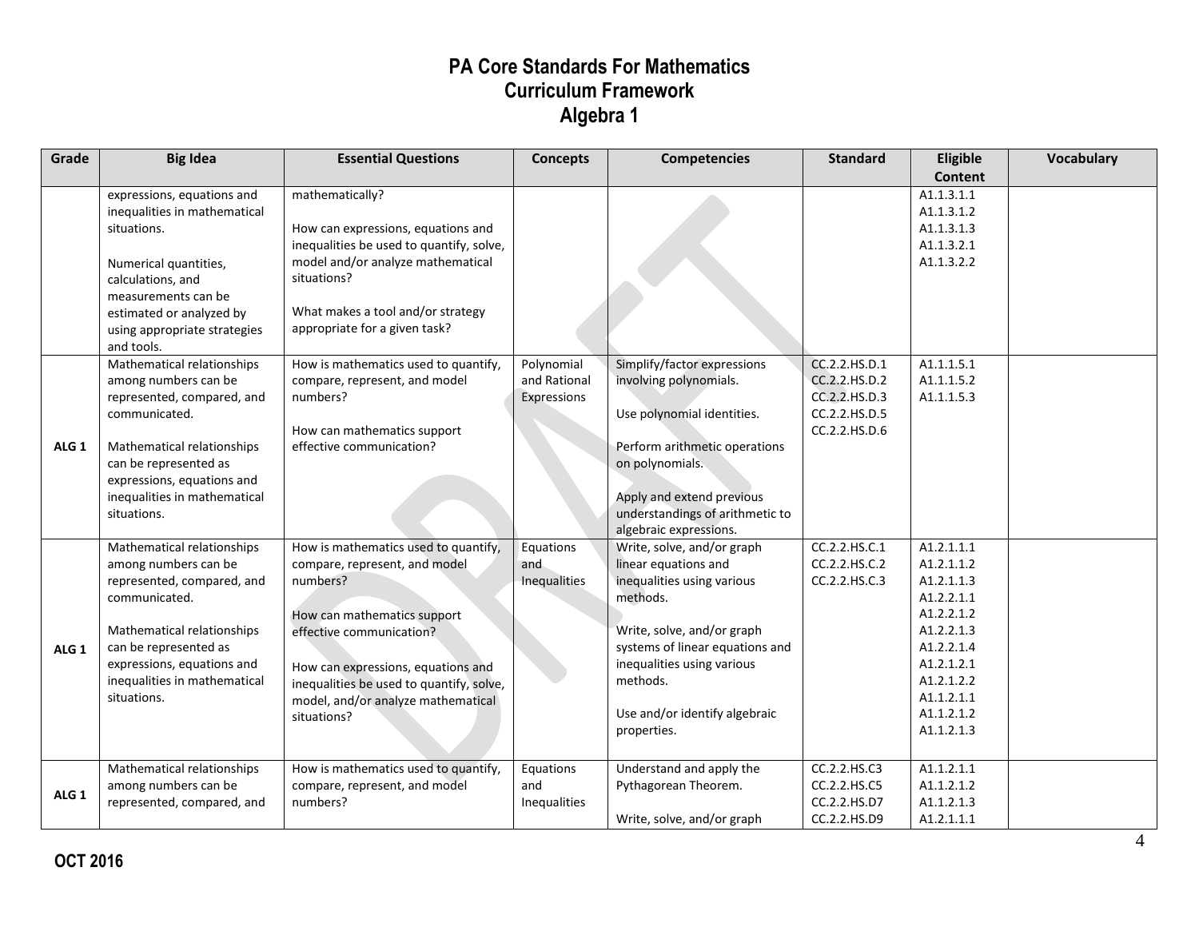# PA Core Standards For Mathematics
## Curriculum Framework
## Algebra 1

| Grade | Big Idea | Essential Questions | Concepts | Competencies | Standard | Eligible Content | Vocabulary |
|---|---|---|---|---|---|---|---|
| | expressions, equations and inequalities in mathematical situations.<br><br>Numerical quantities, calculations, and measurements can be estimated or analyzed by using appropriate strategies and tools. | mathematically?<br><br>How can expressions, equations and inequalities be used to quantify, solve, model and/or analyze mathematical situations?<br><br>What makes a tool and/or strategy appropriate for a given task? | | | | A1.1.3.1.1<br>A1.1.3.1.2<br>A1.1.3.1.3<br>A1.1.3.2.1<br>A1.1.3.2.2 | |
| ALG 1 | Mathematical relationships among numbers can be represented, compared, and communicated.<br><br>Mathematical relationships can be represented as expressions, equations and inequalities in mathematical situations. | How is mathematics used to quantify, compare, represent, and model numbers?<br><br>How can mathematics support effective communication? | Polynomial and Rational Expressions | Simplify/factor expressions involving polynomials.<br><br>Use polynomial identities.<br><br>Perform arithmetic operations on polynomials.<br><br>Apply and extend previous understandings of arithmetic to algebraic expressions. | CC.2.2.HS.D.1<br>CC.2.2.HS.D.2<br>CC.2.2.HS.D.3<br>CC.2.2.HS.D.5<br>CC.2.2.HS.D.6 | A1.1.1.5.1<br>A1.1.1.5.2<br>A1.1.1.5.3 | |
| ALG 1 | Mathematical relationships among numbers can be represented, compared, and communicated.<br><br>Mathematical relationships can be represented as expressions, equations and inequalities in mathematical situations. | How is mathematics used to quantify, compare, represent, and model numbers?<br><br>How can mathematics support effective communication?<br><br>How can expressions, equations and inequalities be used to quantify, solve, model, and/or analyze mathematical situations? | Equations and Inequalities | Write, solve, and/or graph linear equations and inequalities using various methods.<br><br>Write, solve, and/or graph systems of linear equations and inequalities using various methods.<br><br>Use and/or identify algebraic properties. | CC.2.2.HS.C.1<br>CC.2.2.HS.C.2<br>CC.2.2.HS.C.3 | A1.2.1.1.1<br>A1.2.1.1.2<br>A1.2.1.1.3<br>A1.2.2.1.1<br>A1.2.2.1.2<br>A1.2.2.1.3<br>A1.2.2.1.4<br>A1.2.1.2.1<br>A1.2.1.2.2<br>A1.1.2.1.1<br>A1.1.2.1.2<br>A1.1.2.1.3 | |
| ALG 1 | Mathematical relationships among numbers can be represented, compared, and | How is mathematics used to quantify, compare, represent, and model numbers? | Equations and Inequalities | Understand and apply the Pythagorean Theorem.<br><br>Write, solve, and/or graph | CC.2.2.HS.C3<br>CC.2.2.HS.C5<br>CC.2.2.HS.D7<br>CC.2.2.HS.D9 | A1.1.2.1.1<br>A1.1.2.1.2<br>A1.1.2.1.3<br>A1.2.1.1.1 | |

**OCT 2016**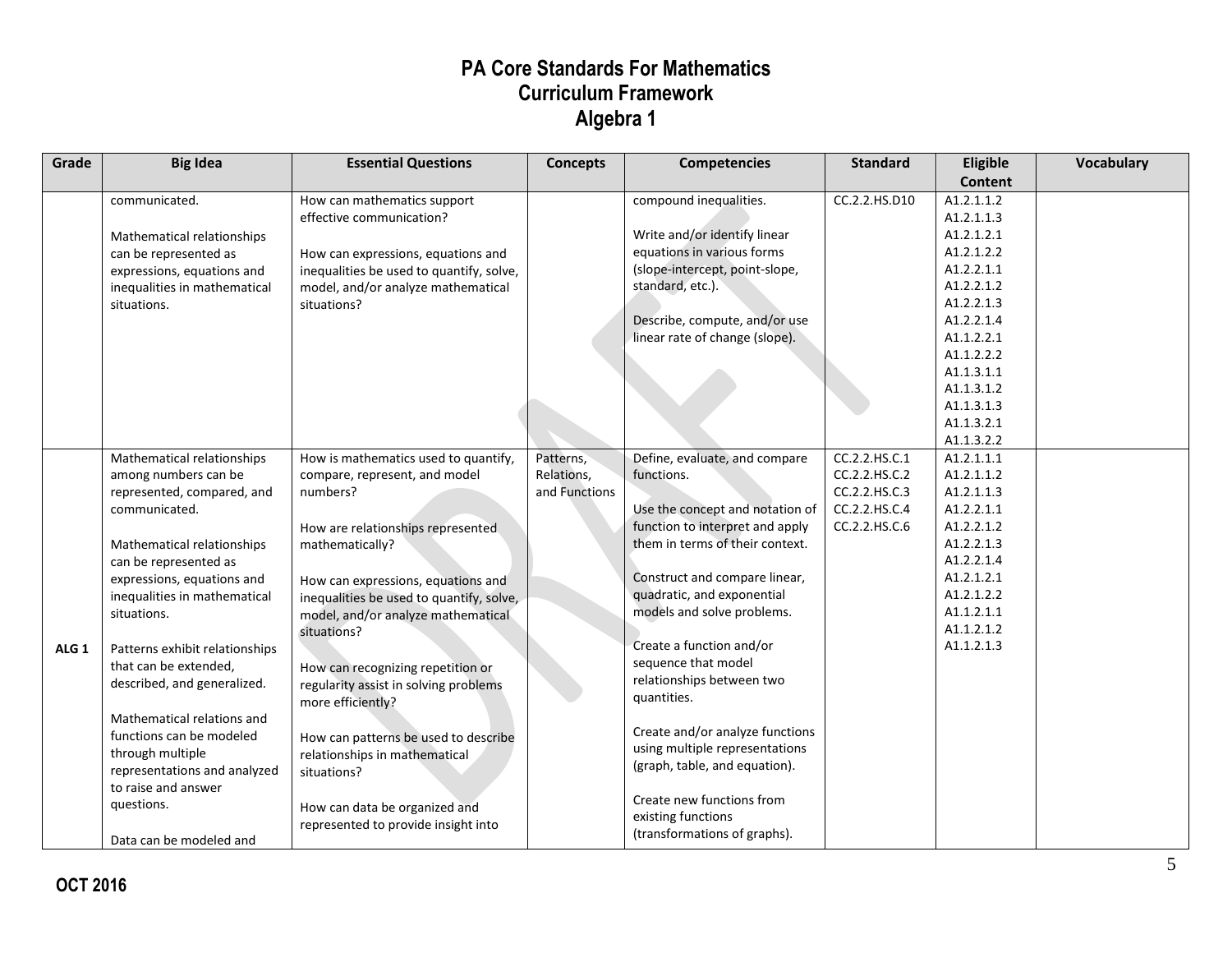# PA Core Standards For Mathematics
## Curriculum Framework
## Algebra 1

| Grade | Big Idea | Essential Questions | Concepts | Competencies | Standard | Eligible Content | Vocabulary |
|---|---|---|---|---|---|---|---|
| | communicated.<br><br>Mathematical relationships can be represented as expressions, equations and inequalities in mathematical situations. | How can mathematics support effective communication?<br><br>How can expressions, equations and inequalities be used to quantify, solve, model, and/or analyze mathematical situations? | | compound inequalities.<br><br>Write and/or identify linear equations in various forms (slope-intercept, point-slope, standard, etc.).<br><br>Describe, compute, and/or use linear rate of change (slope). | CC.2.2.HS.D10 | A1.2.1.1.2<br>A1.2.1.1.3<br>A1.2.1.2.1<br>A1.2.1.2.2<br>A1.2.2.1.1<br>A1.2.2.1.2<br>A1.2.2.1.3<br>A1.2.2.1.4<br>A1.1.2.2.1<br>A1.1.2.2.2<br>A1.1.3.1.1<br>A1.1.3.1.2<br>A1.1.3.1.3<br>A1.1.3.2.1<br>A1.1.3.2.2 | |
| ALG 1 | Mathematical relationships among numbers can be represented, compared, and communicated.<br><br>Mathematical relationships can be represented as expressions, equations and inequalities in mathematical situations.<br><br>Patterns exhibit relationships that can be extended, described, and generalized.<br><br>Mathematical relations and functions can be modeled through multiple representations and analyzed to raise and answer questions.<br><br>Data can be modeled and | How is mathematics used to quantify, compare, represent, and model numbers?<br><br>How are relationships represented mathematically?<br><br>How can expressions, equations and inequalities be used to quantify, solve, model, and/or analyze mathematical situations?<br><br>How can recognizing repetition or regularity assist in solving problems more efficiently?<br><br>How can patterns be used to describe relationships in mathematical situations?<br><br>How can data be organized and represented to provide insight into | Patterns, Relations, and Functions | Define, evaluate, and compare functions.<br><br>Use the concept and notation of function to interpret and apply them in terms of their context.<br><br>Construct and compare linear, quadratic, and exponential models and solve problems.<br><br>Create a function and/or sequence that model relationships between two quantities.<br><br>Create and/or analyze functions using multiple representations (graph, table, and equation).<br><br>Create new functions from existing functions (transformations of graphs). | CC.2.2.HS.C.1<br>CC.2.2.HS.C.2<br>CC.2.2.HS.C.3<br>CC.2.2.HS.C.4<br>CC.2.2.HS.C.6 | A1.2.1.1.1<br>A1.2.1.1.2<br>A1.2.1.1.3<br>A1.2.2.1.1<br>A1.2.2.1.2<br>A1.2.2.1.3<br>A1.2.2.1.4<br>A1.2.1.2.1<br>A1.2.1.2.2<br>A1.1.2.1.1<br>A1.1.2.1.2<br>A1.1.2.1.3 | |

OCT 2016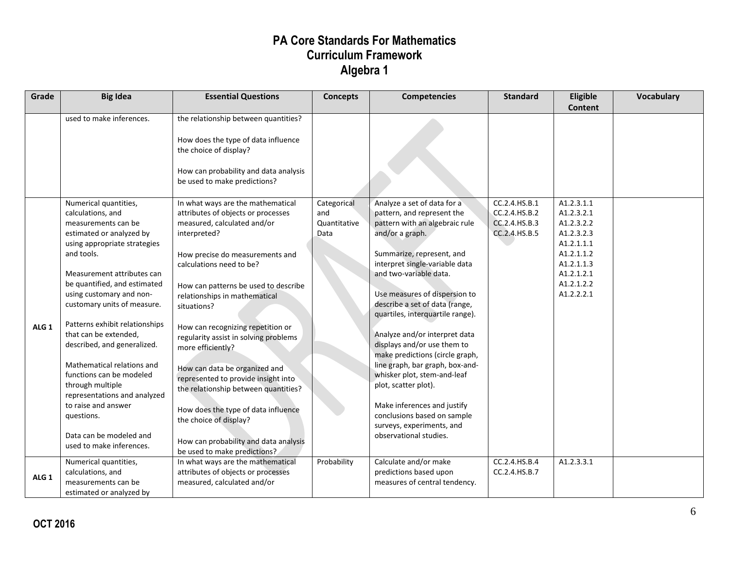# PA Core Standards For Mathematics
## Curriculum Framework
## Algebra 1

| Grade | Big Idea | Essential Questions | Concepts | Competencies | Standard | Eligible Content | Vocabulary |
|---|---|---|---|---|---|---|---|
| | used to make inferences. | the relationship between quantities?<br><br>How does the type of data influence the choice of display?<br><br>How can probability and data analysis be used to make predictions? | | | | | |
| ALG 1 | Numerical quantities, calculations, and measurements can be estimated or analyzed by using appropriate strategies and tools.<br><br>Measurement attributes can be quantified, and estimated using customary and non-customary units of measure.<br><br>Patterns exhibit relationships that can be extended, described, and generalized.<br><br>Mathematical relations and functions can be modeled through multiple representations and analyzed to raise and answer questions.<br><br>Data can be modeled and used to make inferences. | In what ways are the mathematical attributes of objects or processes measured, calculated and/or interpreted?<br><br>How precise do measurements and calculations need to be?<br><br>How can patterns be used to describe relationships in mathematical situations?<br><br>How can recognizing repetition or regularity assist in solving problems more efficiently?<br><br>How can data be organized and represented to provide insight into the relationship between quantities?<br><br>How does the type of data influence the choice of display?<br><br>How can probability and data analysis be used to make predictions? | Categorical and Quantitative Data | Analyze a set of data for a pattern, and represent the pattern with an algebraic rule and/or a graph.<br><br>Summarize, represent, and interpret single-variable data and two-variable data.<br><br>Use measures of dispersion to describe a set of data (range, quartiles, interquartile range).<br><br>Analyze and/or interpret data displays and/or use them to make predictions (circle graph, line graph, bar graph, box-and-whisker plot, stem-and-leaf plot, scatter plot).<br><br>Make inferences and justify conclusions based on sample surveys, experiments, and observational studies. | CC.2.4.HS.B.1<br>CC.2.4.HS.B.2<br>CC.2.4.HS.B.3<br>CC.2.4.HS.B.5 | A1.2.3.1.1<br>A1.2.3.2.1<br>A1.2.3.2.2<br>A1.2.3.2.3<br>A1.2.1.1.1<br>A1.2.1.1.2<br>A1.2.1.1.3<br>A1.2.1.2.1<br>A1.2.1.2.2<br>A1.2.2.2.1 | |
| ALG 1 | Numerical quantities, calculations, and measurements can be estimated or analyzed by | In what ways are the mathematical attributes of objects or processes measured, calculated and/or | Probability | Calculate and/or make predictions based upon measures of central tendency. | CC.2.4.HS.B.4<br>CC.2.4.HS.B.7 | A1.2.3.3.1 | |

**OCT 2016**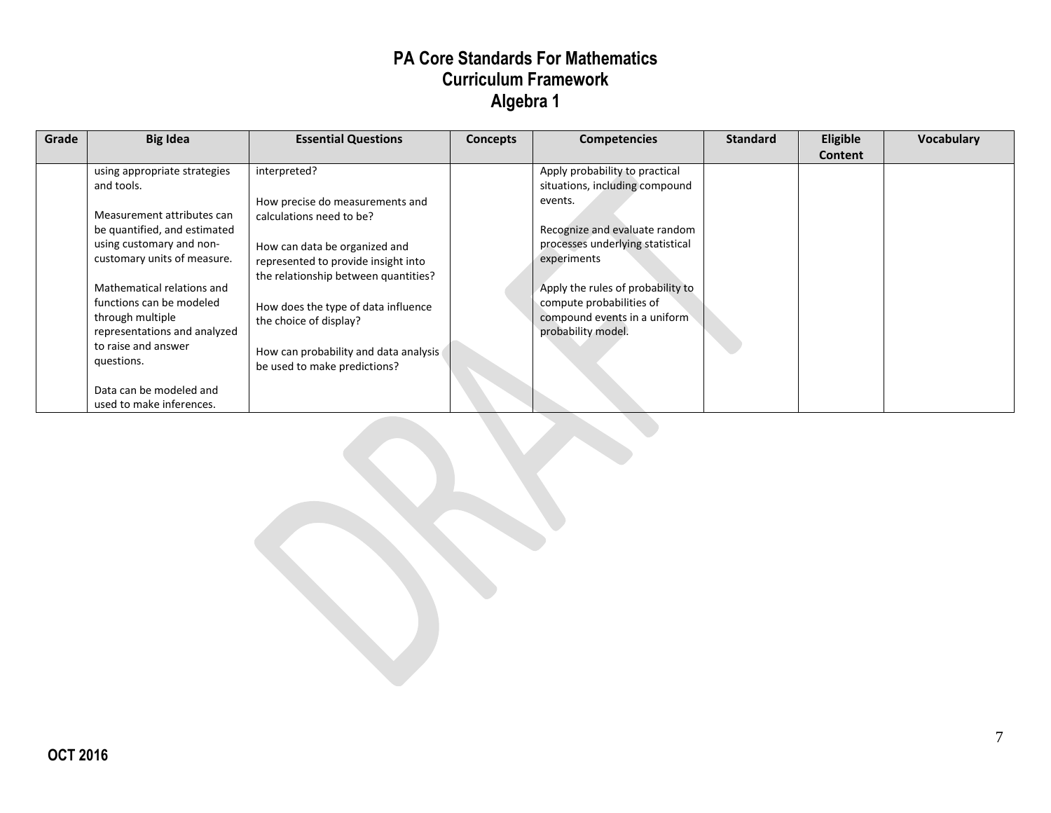# PA Core Standards For Mathematics
## Curriculum Framework
## Algebra 1

| Grade | Big Idea | Essential Questions | Concepts | Competencies | Standard | Eligible Content | Vocabulary |
|---|---|---|---|---|---|---|---|
| | using appropriate strategies and tools.<br><br>Measurement attributes can be quantified, and estimated using customary and non-customary units of measure.<br><br>Mathematical relations and functions can be modeled through multiple representations and analyzed to raise and answer questions.<br><br>Data can be modeled and used to make inferences. | interpreted?<br><br>How precise do measurements and calculations need to be?<br><br>How can data be organized and represented to provide insight into the relationship between quantities?<br><br>How does the type of data influence the choice of display?<br><br>How can probability and data analysis be used to make predictions? | | Apply probability to practical situations, including compound events.<br><br>Recognize and evaluate random processes underlying statistical experiments<br><br>Apply the rules of probability to compute probabilities of compound events in a uniform probability model. | | | |

OCT 2016